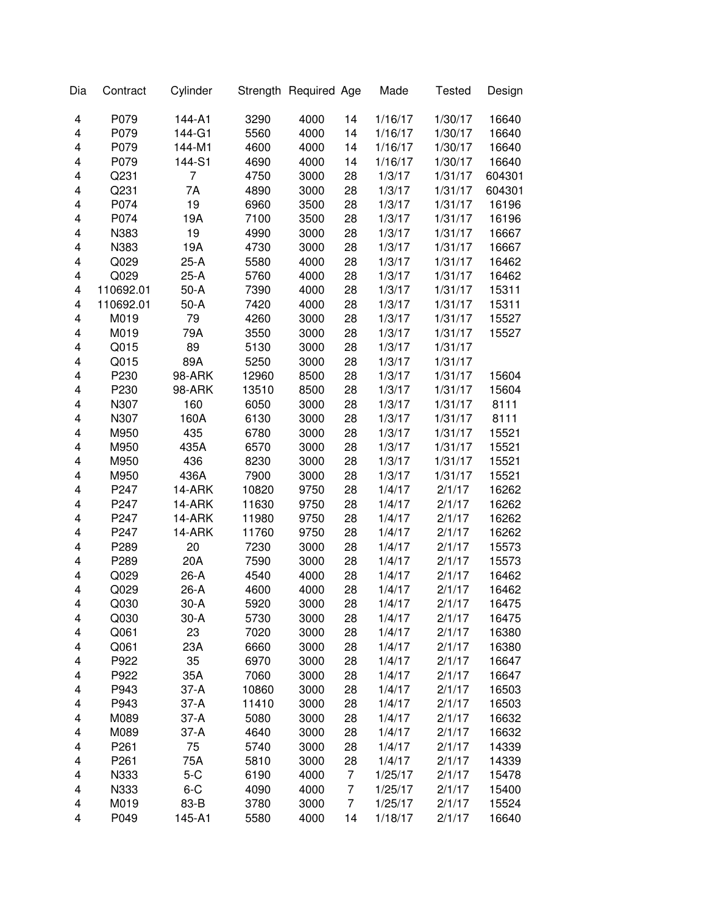| Dia | Contract | Cylinder | Strength | Required | Age | Made | Tested | Design |
|---|---|---|---|---|---|---|---|---|
| 4 | P079 | 144-A1 | 3290 | 4000 | 14 | 1/16/17 | 1/30/17 | 16640 |
| 4 | P079 | 144-G1 | 5560 | 4000 | 14 | 1/16/17 | 1/30/17 | 16640 |
| 4 | P079 | 144-M1 | 4600 | 4000 | 14 | 1/16/17 | 1/30/17 | 16640 |
| 4 | P079 | 144-S1 | 4690 | 4000 | 14 | 1/16/17 | 1/30/17 | 16640 |
| 4 | Q231 | 7 | 4750 | 3000 | 28 | 1/3/17 | 1/31/17 | 604301 |
| 4 | Q231 | 7A | 4890 | 3000 | 28 | 1/3/17 | 1/31/17 | 604301 |
| 4 | P074 | 19 | 6960 | 3500 | 28 | 1/3/17 | 1/31/17 | 16196 |
| 4 | P074 | 19A | 7100 | 3500 | 28 | 1/3/17 | 1/31/17 | 16196 |
| 4 | N383 | 19 | 4990 | 3000 | 28 | 1/3/17 | 1/31/17 | 16667 |
| 4 | N383 | 19A | 4730 | 3000 | 28 | 1/3/17 | 1/31/17 | 16667 |
| 4 | Q029 | 25-A | 5580 | 4000 | 28 | 1/3/17 | 1/31/17 | 16462 |
| 4 | Q029 | 25-A | 5760 | 4000 | 28 | 1/3/17 | 1/31/17 | 16462 |
| 4 | 110692.01 | 50-A | 7390 | 4000 | 28 | 1/3/17 | 1/31/17 | 15311 |
| 4 | 110692.01 | 50-A | 7420 | 4000 | 28 | 1/3/17 | 1/31/17 | 15311 |
| 4 | M019 | 79 | 4260 | 3000 | 28 | 1/3/17 | 1/31/17 | 15527 |
| 4 | M019 | 79A | 3550 | 3000 | 28 | 1/3/17 | 1/31/17 | 15527 |
| 4 | Q015 | 89 | 5130 | 3000 | 28 | 1/3/17 | 1/31/17 | |
| 4 | Q015 | 89A | 5250 | 3000 | 28 | 1/3/17 | 1/31/17 | |
| 4 | P230 | 98-ARK | 12960 | 8500 | 28 | 1/3/17 | 1/31/17 | 15604 |
| 4 | P230 | 98-ARK | 13510 | 8500 | 28 | 1/3/17 | 1/31/17 | 15604 |
| 4 | N307 | 160 | 6050 | 3000 | 28 | 1/3/17 | 1/31/17 | 8111 |
| 4 | N307 | 160A | 6130 | 3000 | 28 | 1/3/17 | 1/31/17 | 8111 |
| 4 | M950 | 435 | 6780 | 3000 | 28 | 1/3/17 | 1/31/17 | 15521 |
| 4 | M950 | 435A | 6570 | 3000 | 28 | 1/3/17 | 1/31/17 | 15521 |
| 4 | M950 | 436 | 8230 | 3000 | 28 | 1/3/17 | 1/31/17 | 15521 |
| 4 | M950 | 436A | 7900 | 3000 | 28 | 1/3/17 | 1/31/17 | 15521 |
| 4 | P247 | 14-ARK | 10820 | 9750 | 28 | 1/4/17 | 2/1/17 | 16262 |
| 4 | P247 | 14-ARK | 11630 | 9750 | 28 | 1/4/17 | 2/1/17 | 16262 |
| 4 | P247 | 14-ARK | 11980 | 9750 | 28 | 1/4/17 | 2/1/17 | 16262 |
| 4 | P247 | 14-ARK | 11760 | 9750 | 28 | 1/4/17 | 2/1/17 | 16262 |
| 4 | P289 | 20 | 7230 | 3000 | 28 | 1/4/17 | 2/1/17 | 15573 |
| 4 | P289 | 20A | 7590 | 3000 | 28 | 1/4/17 | 2/1/17 | 15573 |
| 4 | Q029 | 26-A | 4540 | 4000 | 28 | 1/4/17 | 2/1/17 | 16462 |
| 4 | Q029 | 26-A | 4600 | 4000 | 28 | 1/4/17 | 2/1/17 | 16462 |
| 4 | Q030 | 30-A | 5920 | 3000 | 28 | 1/4/17 | 2/1/17 | 16475 |
| 4 | Q030 | 30-A | 5730 | 3000 | 28 | 1/4/17 | 2/1/17 | 16475 |
| 4 | Q061 | 23 | 7020 | 3000 | 28 | 1/4/17 | 2/1/17 | 16380 |
| 4 | Q061 | 23A | 6660 | 3000 | 28 | 1/4/17 | 2/1/17 | 16380 |
| 4 | P922 | 35 | 6970 | 3000 | 28 | 1/4/17 | 2/1/17 | 16647 |
| 4 | P922 | 35A | 7060 | 3000 | 28 | 1/4/17 | 2/1/17 | 16647 |
| 4 | P943 | 37-A | 10860 | 3000 | 28 | 1/4/17 | 2/1/17 | 16503 |
| 4 | P943 | 37-A | 11410 | 3000 | 28 | 1/4/17 | 2/1/17 | 16503 |
| 4 | M089 | 37-A | 5080 | 3000 | 28 | 1/4/17 | 2/1/17 | 16632 |
| 4 | M089 | 37-A | 4640 | 3000 | 28 | 1/4/17 | 2/1/17 | 16632 |
| 4 | P261 | 75 | 5740 | 3000 | 28 | 1/4/17 | 2/1/17 | 14339 |
| 4 | P261 | 75A | 5810 | 3000 | 28 | 1/4/17 | 2/1/17 | 14339 |
| 4 | N333 | 5-C | 6190 | 4000 | 7 | 1/25/17 | 2/1/17 | 15478 |
| 4 | N333 | 6-C | 4090 | 4000 | 7 | 1/25/17 | 2/1/17 | 15400 |
| 4 | M019 | 83-B | 3780 | 3000 | 7 | 1/25/17 | 2/1/17 | 15524 |
| 4 | P049 | 145-A1 | 5580 | 4000 | 14 | 1/18/17 | 2/1/17 | 16640 |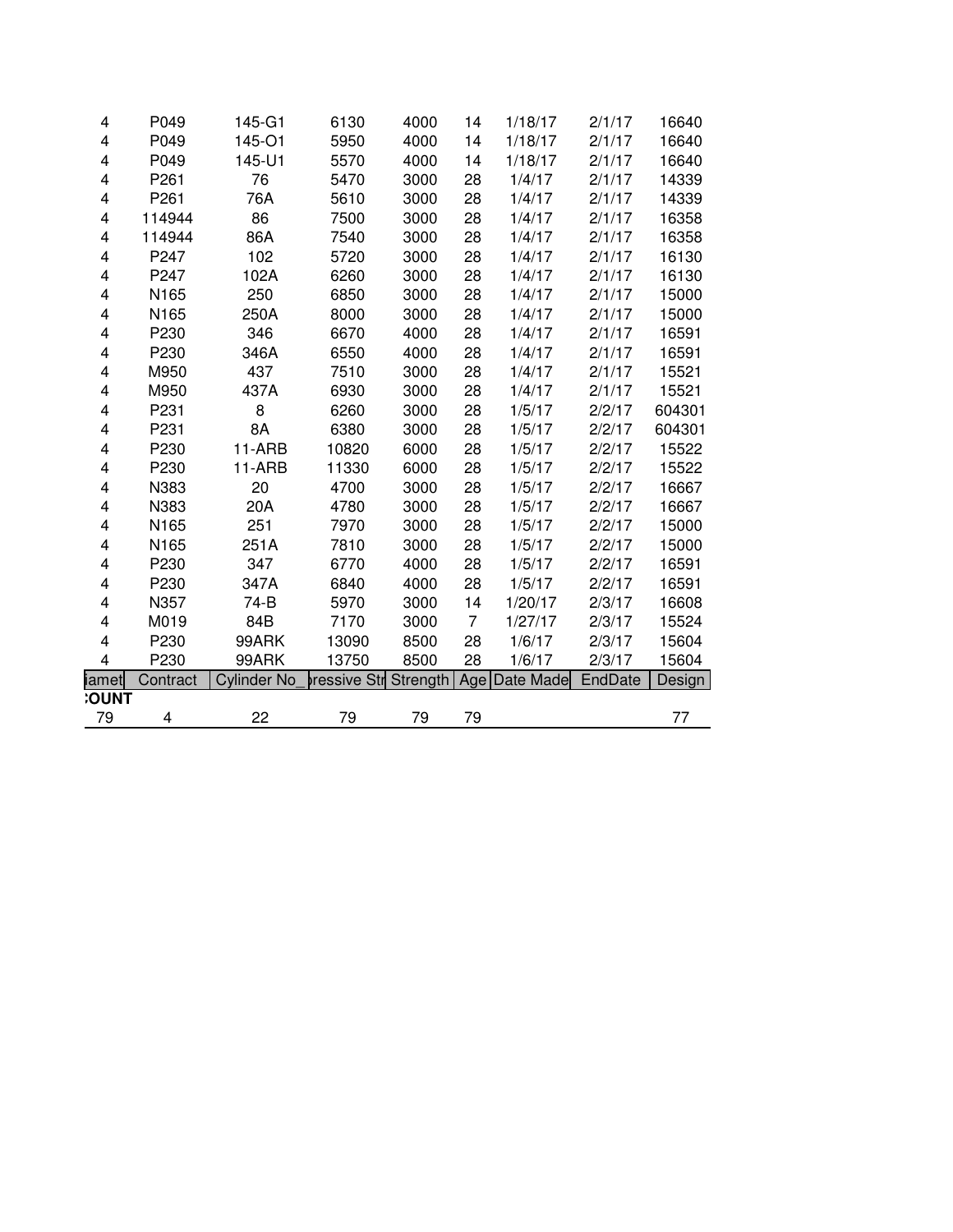| | | | | | | | | |
|---|---|---|---|---|---|---|---|---|
| 4 | P049 | 145-G1 | 6130 | 4000 | 14 | 1/18/17 | 2/1/17 | 16640 |
| 4 | P049 | 145-O1 | 5950 | 4000 | 14 | 1/18/17 | 2/1/17 | 16640 |
| 4 | P049 | 145-U1 | 5570 | 4000 | 14 | 1/18/17 | 2/1/17 | 16640 |
| 4 | P261 | 76 | 5470 | 3000 | 28 | 1/4/17 | 2/1/17 | 14339 |
| 4 | P261 | 76A | 5610 | 3000 | 28 | 1/4/17 | 2/1/17 | 14339 |
| 4 | 114944 | 86 | 7500 | 3000 | 28 | 1/4/17 | 2/1/17 | 16358 |
| 4 | 114944 | 86A | 7540 | 3000 | 28 | 1/4/17 | 2/1/17 | 16358 |
| 4 | P247 | 102 | 5720 | 3000 | 28 | 1/4/17 | 2/1/17 | 16130 |
| 4 | P247 | 102A | 6260 | 3000 | 28 | 1/4/17 | 2/1/17 | 16130 |
| 4 | N165 | 250 | 6850 | 3000 | 28 | 1/4/17 | 2/1/17 | 15000 |
| 4 | N165 | 250A | 8000 | 3000 | 28 | 1/4/17 | 2/1/17 | 15000 |
| 4 | P230 | 346 | 6670 | 4000 | 28 | 1/4/17 | 2/1/17 | 16591 |
| 4 | P230 | 346A | 6550 | 4000 | 28 | 1/4/17 | 2/1/17 | 16591 |
| 4 | M950 | 437 | 7510 | 3000 | 28 | 1/4/17 | 2/1/17 | 15521 |
| 4 | M950 | 437A | 6930 | 3000 | 28 | 1/4/17 | 2/1/17 | 15521 |
| 4 | P231 | 8 | 6260 | 3000 | 28 | 1/5/17 | 2/2/17 | 604301 |
| 4 | P231 | 8A | 6380 | 3000 | 28 | 1/5/17 | 2/2/17 | 604301 |
| 4 | P230 | 11-ARB | 10820 | 6000 | 28 | 1/5/17 | 2/2/17 | 15522 |
| 4 | P230 | 11-ARB | 11330 | 6000 | 28 | 1/5/17 | 2/2/17 | 15522 |
| 4 | N383 | 20 | 4700 | 3000 | 28 | 1/5/17 | 2/2/17 | 16667 |
| 4 | N383 | 20A | 4780 | 3000 | 28 | 1/5/17 | 2/2/17 | 16667 |
| 4 | N165 | 251 | 7970 | 3000 | 28 | 1/5/17 | 2/2/17 | 15000 |
| 4 | N165 | 251A | 7810 | 3000 | 28 | 1/5/17 | 2/2/17 | 15000 |
| 4 | P230 | 347 | 6770 | 4000 | 28 | 1/5/17 | 2/2/17 | 16591 |
| 4 | P230 | 347A | 6840 | 4000 | 28 | 1/5/17 | 2/2/17 | 16591 |
| 4 | N357 | 74-B | 5970 | 3000 | 14 | 1/20/17 | 2/3/17 | 16608 |
| 4 | M019 | 84B | 7170 | 3000 | 7 | 1/27/17 | 2/3/17 | 15524 |
| 4 | P230 | 99ARK | 13090 | 8500 | 28 | 1/6/17 | 2/3/17 | 15604 |
| 4 | P230 | 99ARK | 13750 | 8500 | 28 | 1/6/17 | 2/3/17 | 15604 |
| iamet | Contract | Cylinder No_ | ressive Str | Strength | Age | Date Made | EndDate | Design |
| **COUNT** | | | | | | | | |
| 79 | 4 | 22 | 79 | 79 | 79 | | | 77 |